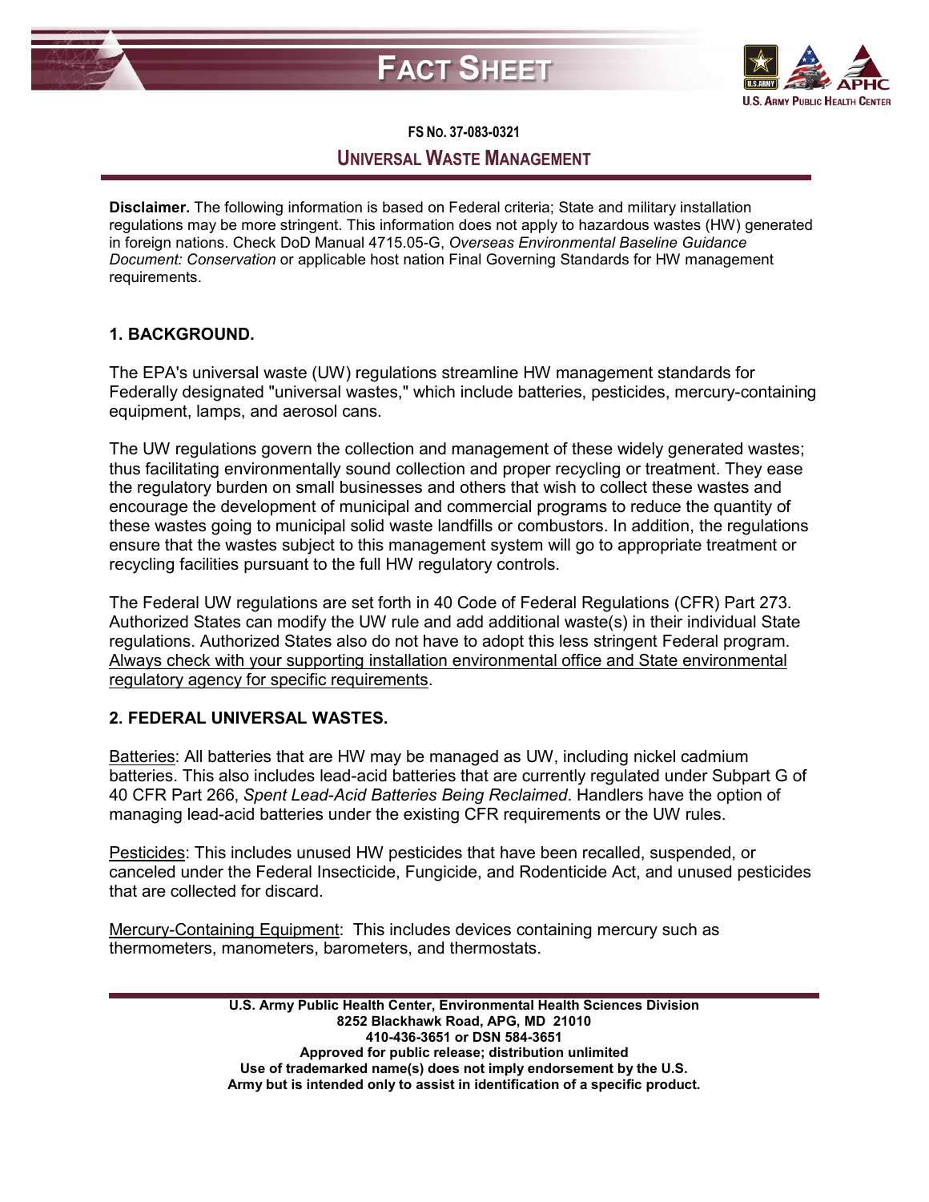# FACT SHEET

**FS NO. 37-083-0321**

## UNIVERSAL WASTE MANAGEMENT

**Disclaimer.** The following information is based on Federal criteria; State and military installation regulations may be more stringent. This information does not apply to hazardous wastes (HW) generated in foreign nations. Check DoD Manual 4715.05-G, *Overseas Environmental Baseline Guidance Document: Conservation* or applicable host nation Final Governing Standards for HW management requirements.

### 1. BACKGROUND.

The EPA's universal waste (UW) regulations streamline HW management standards for Federally designated "universal wastes," which include batteries, pesticides, mercury-containing equipment, lamps, and aerosol cans.

The UW regulations govern the collection and management of these widely generated wastes; thus facilitating environmentally sound collection and proper recycling or treatment. They ease the regulatory burden on small businesses and others that wish to collect these wastes and encourage the development of municipal and commercial programs to reduce the quantity of these wastes going to municipal solid waste landfills or combustors. In addition, the regulations ensure that the wastes subject to this management system will go to appropriate treatment or recycling facilities pursuant to the full HW regulatory controls.

The Federal UW regulations are set forth in 40 Code of Federal Regulations (CFR) Part 273. Authorized States can modify the UW rule and add additional waste(s) in their individual State regulations. Authorized States also do not have to adopt this less stringent Federal program. <u>Always check with your supporting installation environmental office and State environmental regulatory agency for specific requirements</u>.

### 2. FEDERAL UNIVERSAL WASTES.

<u>Batteries</u>: All batteries that are HW may be managed as UW, including nickel cadmium batteries. This also includes lead-acid batteries that are currently regulated under Subpart G of 40 CFR Part 266, *Spent Lead-Acid Batteries Being Reclaimed*. Handlers have the option of managing lead-acid batteries under the existing CFR requirements or the UW rules.

<u>Pesticides</u>: This includes unused HW pesticides that have been recalled, suspended, or canceled under the Federal Insecticide, Fungicide, and Rodenticide Act, and unused pesticides that are collected for discard.

<u>Mercury-Containing Equipment</u>: This includes devices containing mercury such as thermometers, manometers, barometers, and thermostats.

**U.S. Army Public Health Center, Environmental Health Sciences Division**
**8252 Blackhawk Road, APG, MD 21010**
**410-436-3651 or DSN 584-3651**
**Approved for public release; distribution unlimited**
**Use of trademarked name(s) does not imply endorsement by the U.S. Army but is intended only to assist in identification of a specific product.**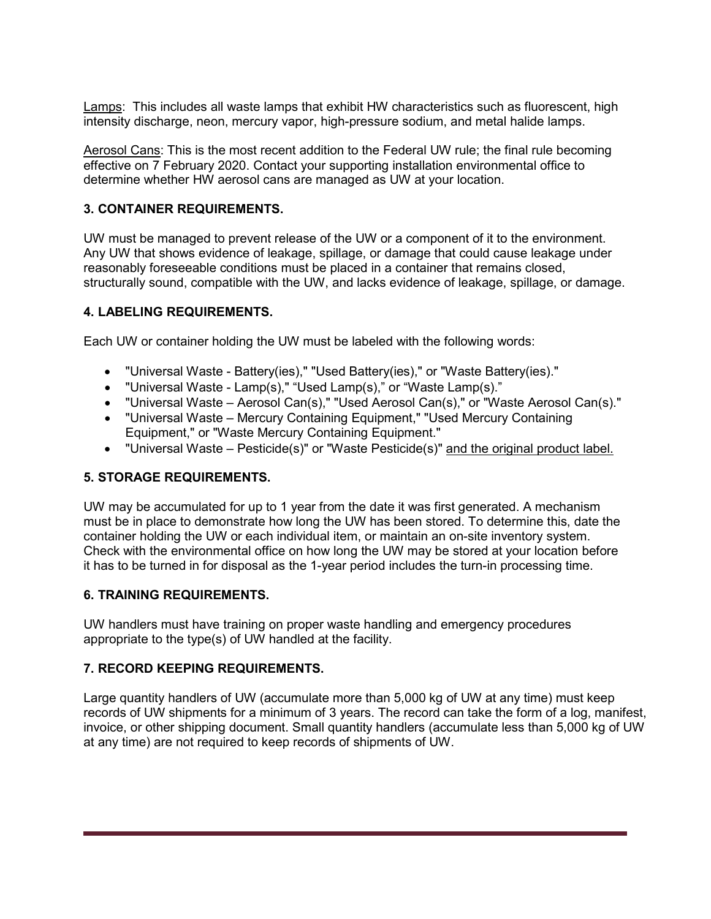Lamps: This includes all waste lamps that exhibit HW characteristics such as fluorescent, high intensity discharge, neon, mercury vapor, high-pressure sodium, and metal halide lamps.

Aerosol Cans: This is the most recent addition to the Federal UW rule; the final rule becoming effective on 7 February 2020. Contact your supporting installation environmental office to determine whether HW aerosol cans are managed as UW at your location.

## 3. CONTAINER REQUIREMENTS.

UW must be managed to prevent release of the UW or a component of it to the environment. Any UW that shows evidence of leakage, spillage, or damage that could cause leakage under reasonably foreseeable conditions must be placed in a container that remains closed, structurally sound, compatible with the UW, and lacks evidence of leakage, spillage, or damage.

## 4. LABELING REQUIREMENTS.

Each UW or container holding the UW must be labeled with the following words:

- "Universal Waste - Battery(ies)," "Used Battery(ies)," or "Waste Battery(ies)."
- "Universal Waste - Lamp(s)," "Used Lamp(s)," or "Waste Lamp(s)."
- "Universal Waste – Aerosol Can(s)," "Used Aerosol Can(s)," or "Waste Aerosol Can(s)."
- "Universal Waste – Mercury Containing Equipment," "Used Mercury Containing Equipment," or "Waste Mercury Containing Equipment."
- "Universal Waste – Pesticide(s)" or "Waste Pesticide(s)" and the original product label.

## 5. STORAGE REQUIREMENTS.

UW may be accumulated for up to 1 year from the date it was first generated. A mechanism must be in place to demonstrate how long the UW has been stored. To determine this, date the container holding the UW or each individual item, or maintain an on-site inventory system. Check with the environmental office on how long the UW may be stored at your location before it has to be turned in for disposal as the 1-year period includes the turn-in processing time.

## 6. TRAINING REQUIREMENTS.

UW handlers must have training on proper waste handling and emergency procedures appropriate to the type(s) of UW handled at the facility.

## 7. RECORD KEEPING REQUIREMENTS.

Large quantity handlers of UW (accumulate more than 5,000 kg of UW at any time) must keep records of UW shipments for a minimum of 3 years. The record can take the form of a log, manifest, invoice, or other shipping document. Small quantity handlers (accumulate less than 5,000 kg of UW at any time) are not required to keep records of shipments of UW.